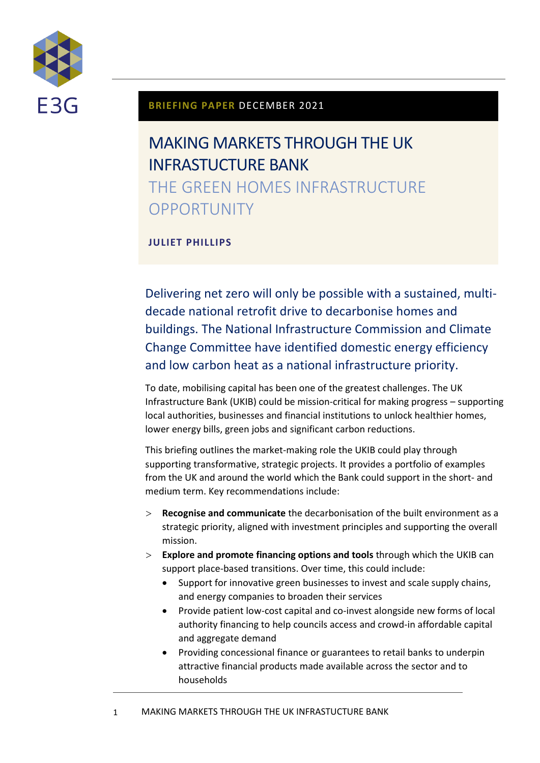E3G

**BRIEFING PAPER** DECEMBER 2021

# MAKING MARKETS THROUGH THE UK INFRASTUCTURE BANK

## THE GREEN HOMES INFRASTRUCTURE OPPORTUNITY

**JULIET PHILLIPS**

Delivering net zero will only be possible with a sustained, multi-decade national retrofit drive to decarbonise homes and buildings. The National Infrastructure Commission and Climate Change Committee have identified domestic energy efficiency and low carbon heat as a national infrastructure priority.

To date, mobilising capital has been one of the greatest challenges. The UK Infrastructure Bank (UKIB) could be mission-critical for making progress – supporting local authorities, businesses and financial institutions to unlock healthier homes, lower energy bills, green jobs and significant carbon reductions.

This briefing outlines the market-making role the UKIB could play through supporting transformative, strategic projects. It provides a portfolio of examples from the UK and around the world which the Bank could support in the short- and medium term. Key recommendations include:

> **Recognise and communicate** the decarbonisation of the built environment as a strategic priority, aligned with investment principles and supporting the overall mission.

> **Explore and promote financing options and tools** through which the UKIB can support place-based transitions. Over time, this could include:
  - Support for innovative green businesses to invest and scale supply chains, and energy companies to broaden their services
  - Provide patient low-cost capital and co-invest alongside new forms of local authority financing to help councils access and crowd-in affordable capital and aggregate demand
  - Providing concessional finance or guarantees to retail banks to underpin attractive financial products made available across the sector and to households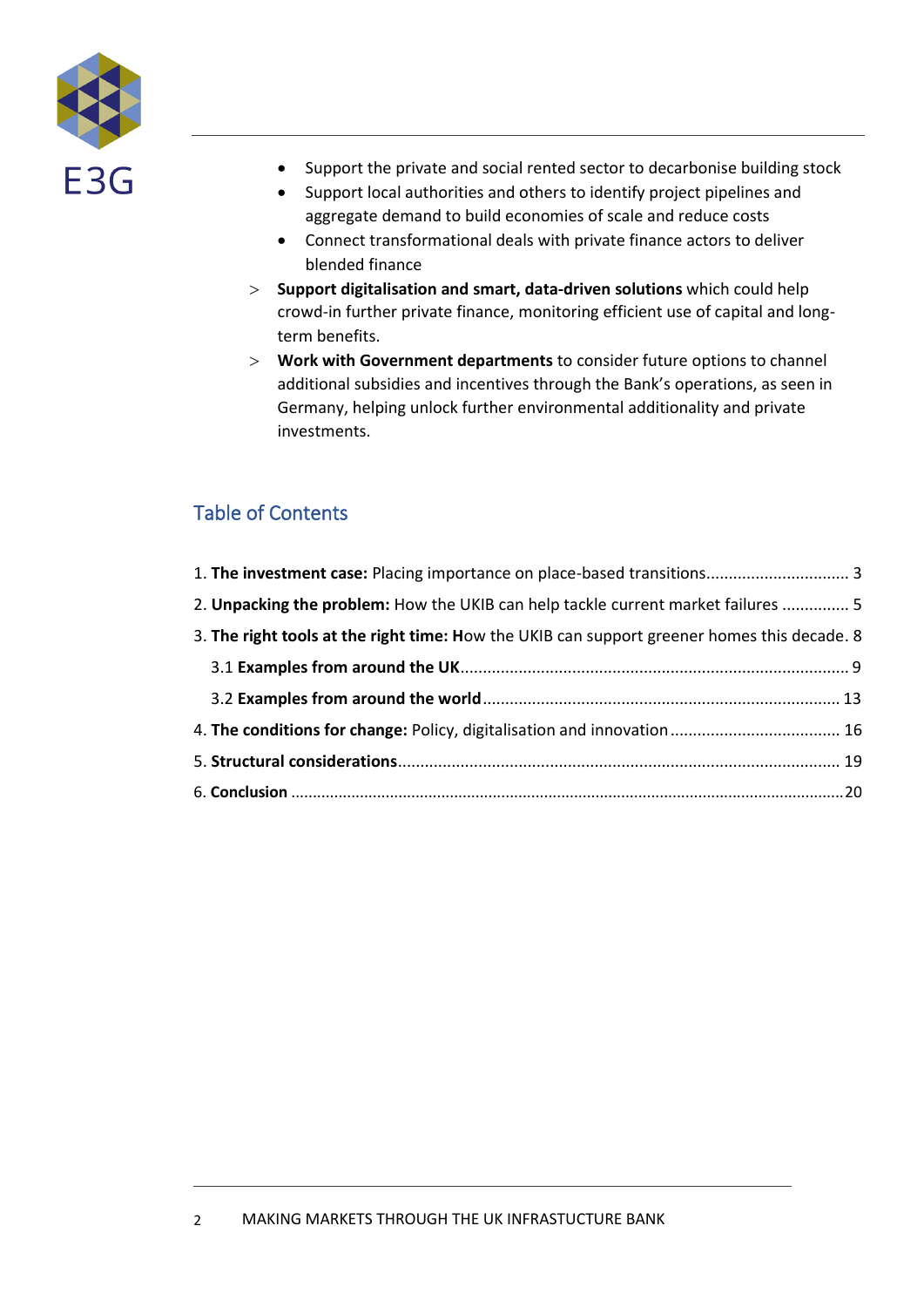- Support the private and social rented sector to decarbonise building stock
- Support local authorities and others to identify project pipelines and aggregate demand to build economies of scale and reduce costs
- Connect transformational deals with private finance actors to deliver blended finance

> **Support digitalisation and smart, data-driven solutions** which could help crowd-in further private finance, monitoring efficient use of capital and long-term benefits.

> **Work with Government departments** to consider future options to channel additional subsidies and incentives through the Bank's operations, as seen in Germany, helping unlock further environmental additionality and private investments.

## Table of Contents

1. **The investment case:** Placing importance on place-based transitions................................ 3
2. **Unpacking the problem:** How the UKIB can help tackle current market failures ............... 5
3. **The right tools at the right time: H**ow the UKIB can support greener homes this decade. 8
   - 3.1 **Examples from around the UK**...................................................................................... 9
   - 3.2 **Examples from around the world**................................................................................ 13
4. **The conditions for change:** Policy, digitalisation and innovation...................................... 16
5. **Structural considerations**.................................................................................................. 19
6. **Conclusion** .............................................................................................................................20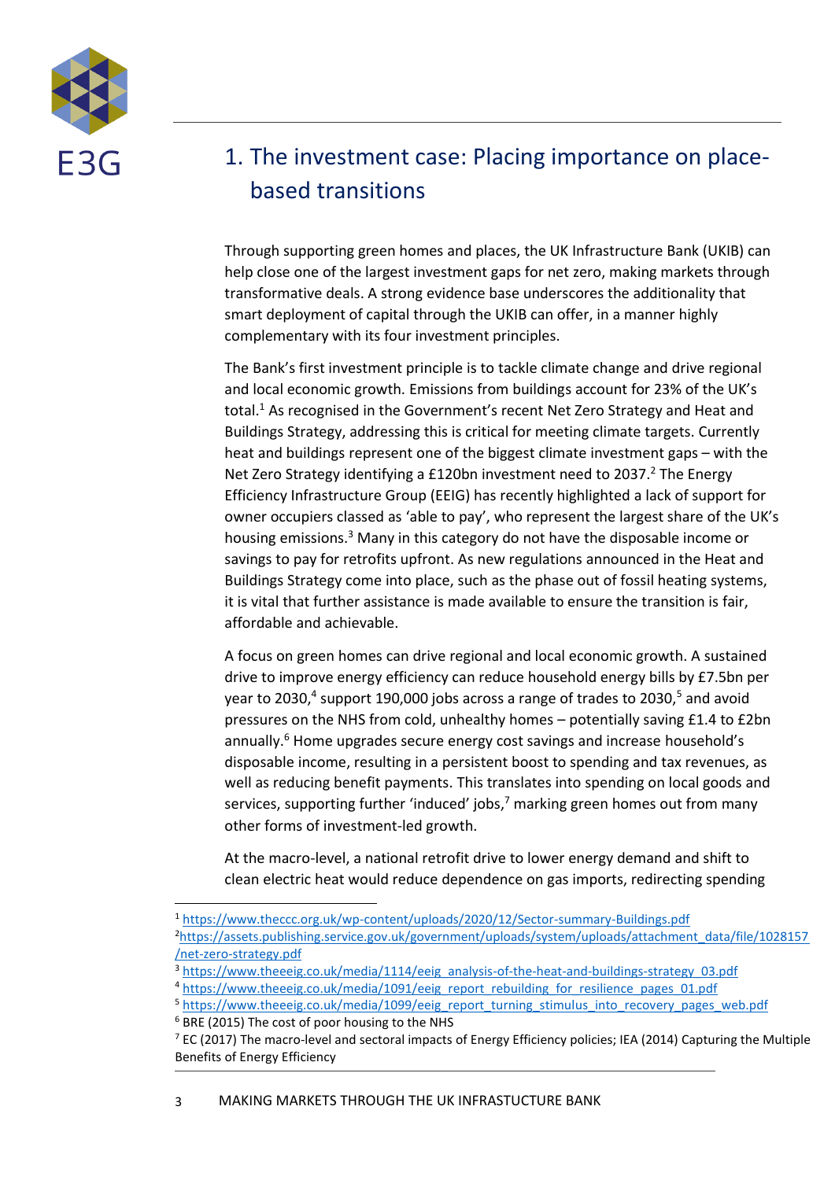# 1. The investment case: Placing importance on place-based transitions

Through supporting green homes and places, the UK Infrastructure Bank (UKIB) can help close one of the largest investment gaps for net zero, making markets through transformative deals. A strong evidence base underscores the additionality that smart deployment of capital through the UKIB can offer, in a manner highly complementary with its four investment principles.

The Bank's first investment principle is to tackle climate change and drive regional and local economic growth. Emissions from buildings account for 23% of the UK's total.[1] As recognised in the Government's recent Net Zero Strategy and Heat and Buildings Strategy, addressing this is critical for meeting climate targets. Currently heat and buildings represent one of the biggest climate investment gaps – with the Net Zero Strategy identifying a £120bn investment need to 2037.[2] The Energy Efficiency Infrastructure Group (EEIG) has recently highlighted a lack of support for owner occupiers classed as 'able to pay', who represent the largest share of the UK's housing emissions.[3] Many in this category do not have the disposable income or savings to pay for retrofits upfront. As new regulations announced in the Heat and Buildings Strategy come into place, such as the phase out of fossil heating systems, it is vital that further assistance is made available to ensure the transition is fair, affordable and achievable.

A focus on green homes can drive regional and local economic growth. A sustained drive to improve energy efficiency can reduce household energy bills by £7.5bn per year to 2030,[4] support 190,000 jobs across a range of trades to 2030,[5] and avoid pressures on the NHS from cold, unhealthy homes – potentially saving £1.4 to £2bn annually.[6] Home upgrades secure energy cost savings and increase household's disposable income, resulting in a persistent boost to spending and tax revenues, as well as reducing benefit payments. This translates into spending on local goods and services, supporting further 'induced' jobs,[7] marking green homes out from many other forms of investment-led growth.

At the macro-level, a national retrofit drive to lower energy demand and shift to clean electric heat would reduce dependence on gas imports, redirecting spending

---

[1] https://www.theccc.org.uk/wp-content/uploads/2020/12/Sector-summary-Buildings.pdf

[2] https://assets.publishing.service.gov.uk/government/uploads/system/uploads/attachment_data/file/1028157/net-zero-strategy.pdf

[3] https://www.theeeig.co.uk/media/1114/eeig_analysis-of-the-heat-and-buildings-strategy_03.pdf

[4] https://www.theeeig.co.uk/media/1091/eeig_report_rebuilding_for_resilience_pages_01.pdf

[5] https://www.theeeig.co.uk/media/1099/eeig_report_turning_stimulus_into_recovery_pages_web.pdf

[6] BRE (2015) The cost of poor housing to the NHS

[7] EC (2017) The macro-level and sectoral impacts of Energy Efficiency policies; IEA (2014) Capturing the Multiple Benefits of Energy Efficiency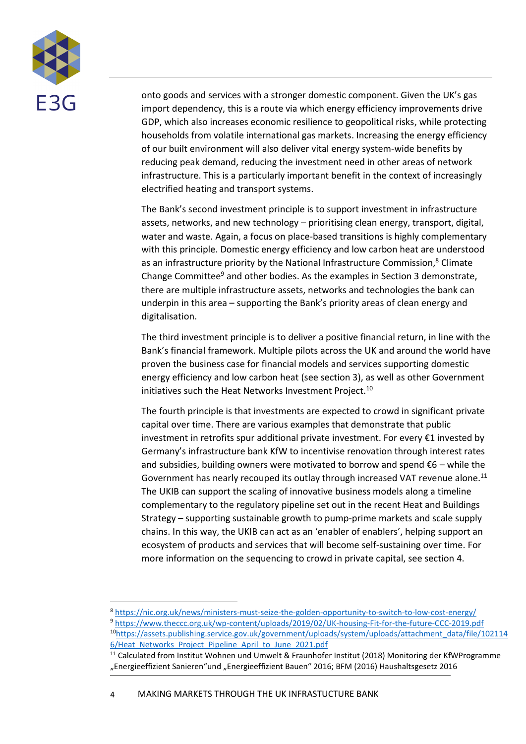onto goods and services with a stronger domestic component. Given the UK's gas import dependency, this is a route via which energy efficiency improvements drive GDP, which also increases economic resilience to geopolitical risks, while protecting households from volatile international gas markets. Increasing the energy efficiency of our built environment will also deliver vital energy system-wide benefits by reducing peak demand, reducing the investment need in other areas of network infrastructure. This is a particularly important benefit in the context of increasingly electrified heating and transport systems.

The Bank's second investment principle is to support investment in infrastructure assets, networks, and new technology – prioritising clean energy, transport, digital, water and waste. Again, a focus on place-based transitions is highly complementary with this principle. Domestic energy efficiency and low carbon heat are understood as an infrastructure priority by the National Infrastructure Commission,[8] Climate Change Committee[9] and other bodies. As the examples in Section 3 demonstrate, there are multiple infrastructure assets, networks and technologies the bank can underpin in this area – supporting the Bank's priority areas of clean energy and digitalisation.

The third investment principle is to deliver a positive financial return, in line with the Bank's financial framework. Multiple pilots across the UK and around the world have proven the business case for financial models and services supporting domestic energy efficiency and low carbon heat (see section 3), as well as other Government initiatives such the Heat Networks Investment Project.[10]

The fourth principle is that investments are expected to crowd in significant private capital over time. There are various examples that demonstrate that public investment in retrofits spur additional private investment. For every €1 invested by Germany's infrastructure bank KfW to incentivise renovation through interest rates and subsidies, building owners were motivated to borrow and spend €6 – while the Government has nearly recouped its outlay through increased VAT revenue alone.[11] The UKIB can support the scaling of innovative business models along a timeline complementary to the regulatory pipeline set out in the recent Heat and Buildings Strategy – supporting sustainable growth to pump-prime markets and scale supply chains. In this way, the UKIB can act as an 'enabler of enablers', helping support an ecosystem of products and services that will become self-sustaining over time. For more information on the sequencing to crowd in private capital, see section 4.

---

[8] https://nic.org.uk/news/ministers-must-seize-the-golden-opportunity-to-switch-to-low-cost-energy/

[9] https://www.theccc.org.uk/wp-content/uploads/2019/02/UK-housing-Fit-for-the-future-CCC-2019.pdf

[10] https://assets.publishing.service.gov.uk/government/uploads/system/uploads/attachment_data/file/1021146/Heat_Networks_Project_Pipeline_April_to_June_2021.pdf

[11] Calculated from Institut Wohnen und Umwelt & Fraunhofer Institut (2018) Monitoring der KfWProgramme „Energieeffizient Sanieren"und „Energieeffizient Bauen" 2016; BFM (2016) Haushaltsgesetz 2016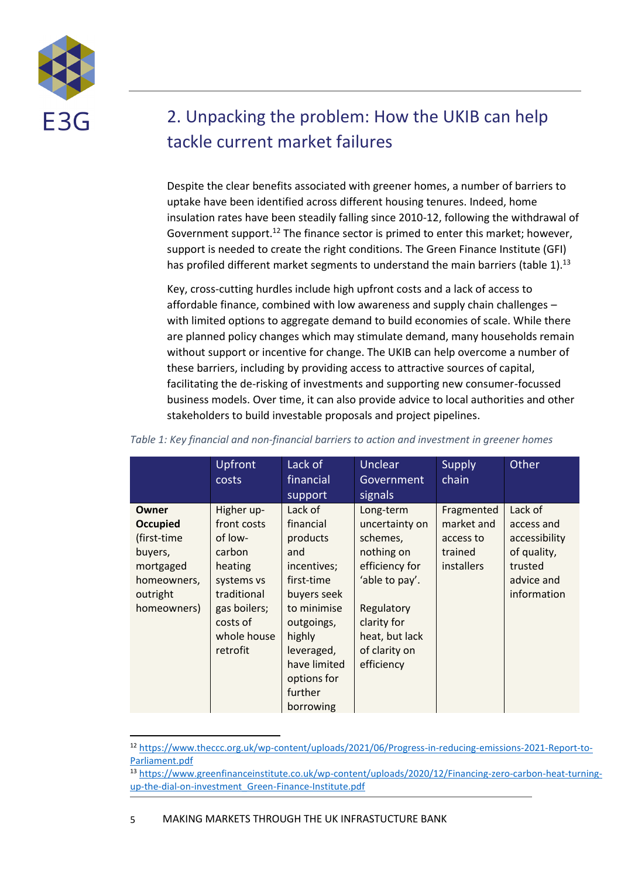## 2. Unpacking the problem: How the UKIB can help tackle current market failures

Despite the clear benefits associated with greener homes, a number of barriers to uptake have been identified across different housing tenures. Indeed, home insulation rates have been steadily falling since 2010-12, following the withdrawal of Government support.[12] The finance sector is primed to enter this market; however, support is needed to create the right conditions. The Green Finance Institute (GFI) has profiled different market segments to understand the main barriers (table 1).[13]

Key, cross-cutting hurdles include high upfront costs and a lack of access to affordable finance, combined with low awareness and supply chain challenges – with limited options to aggregate demand to build economies of scale. While there are planned policy changes which may stimulate demand, many households remain without support or incentive for change. The UKIB can help overcome a number of these barriers, including by providing access to attractive sources of capital, facilitating the de-risking of investments and supporting new consumer-focussed business models. Over time, it can also provide advice to local authorities and other stakeholders to build investable proposals and project pipelines.

*Table 1: Key financial and non-financial barriers to action and investment in greener homes*

| | Upfront costs | Lack of financial support | Unclear Government signals | Supply chain | Other |
|---|---|---|---|---|---|
| **Owner Occupied** (first-time buyers, mortgaged homeowners, outright homeowners) | Higher up-front costs of low-carbon heating systems vs traditional gas boilers; costs of whole house retrofit | Lack of financial products and incentives; first-time buyers seek to minimise outgoings, highly leveraged, have limited options for further borrowing | Long-term uncertainty on schemes, nothing on efficiency for 'able to pay'. Regulatory clarity for heat, but lack of clarity on efficiency | Fragmented market and access to trained installers | Lack of access and accessibility of quality, trusted advice and information |

[12] https://www.theccc.org.uk/wp-content/uploads/2021/06/Progress-in-reducing-emissions-2021-Report-to-Parliament.pdf

[13] https://www.greenfinanceinstitute.co.uk/wp-content/uploads/2020/12/Financing-zero-carbon-heat-turning-up-the-dial-on-investment_Green-Finance-Institute.pdf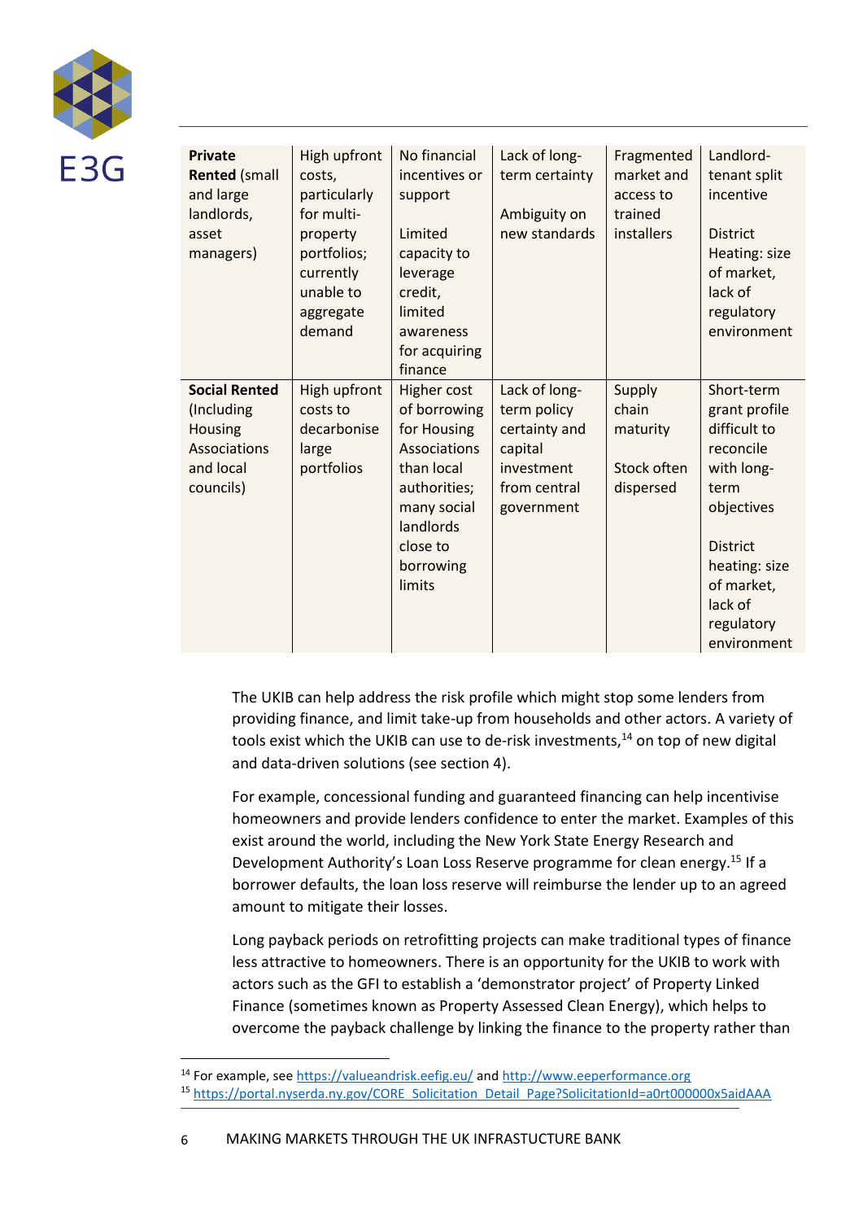| **Private Rented** (small and large landlords, asset managers) | High upfront costs, particularly for multi-property portfolios; currently unable to aggregate demand | No financial incentives or support<br><br>Limited capacity to leverage credit, limited awareness for acquiring finance | Lack of long-term certainty<br><br>Ambiguity on new standards | Fragmented market and access to trained installers | Landlord-tenant split incentive<br><br>District Heating: size of market, lack of regulatory environment |
|---|---|---|---|---|---|
| **Social Rented** (Including Housing Associations and local councils) | High upfront costs to decarbonise large portfolios | Higher cost of borrowing for Housing Associations than local authorities; many social landlords close to borrowing limits | Lack of long-term policy certainty and capital investment from central government | Supply chain maturity<br><br>Stock often dispersed | Short-term grant profile difficult to reconcile with long-term objectives<br><br>District heating: size of market, lack of regulatory environment |

The UKIB can help address the risk profile which might stop some lenders from providing finance, and limit take-up from households and other actors. A variety of tools exist which the UKIB can use to de-risk investments,[14] on top of new digital and data-driven solutions (see section 4).

For example, concessional funding and guaranteed financing can help incentivise homeowners and provide lenders confidence to enter the market. Examples of this exist around the world, including the New York State Energy Research and Development Authority's Loan Loss Reserve programme for clean energy.[15] If a borrower defaults, the loan loss reserve will reimburse the lender up to an agreed amount to mitigate their losses.

Long payback periods on retrofitting projects can make traditional types of finance less attractive to homeowners. There is an opportunity for the UKIB to work with actors such as the GFI to establish a 'demonstrator project' of Property Linked Finance (sometimes known as Property Assessed Clean Energy), which helps to overcome the payback challenge by linking the finance to the property rather than

[14] For example, see https://valueandrisk.eefig.eu/ and http://www.eeperformance.org

[15] https://portal.nyserda.ny.gov/CORE_Solicitation_Detail_Page?SolicitationId=a0rt000000x5aidAAA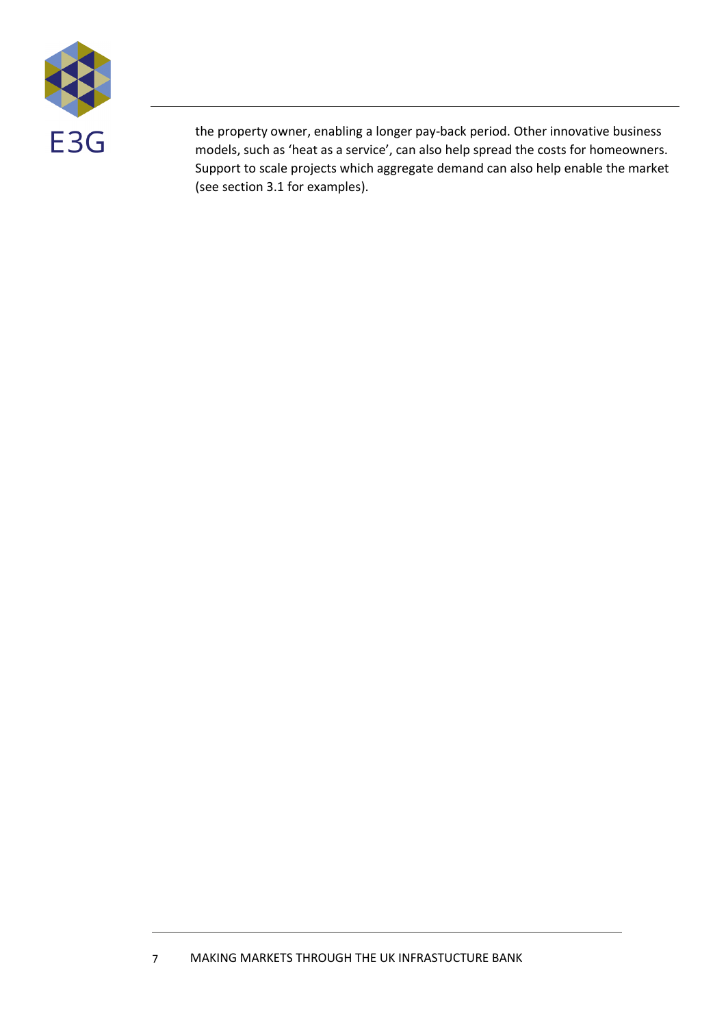the property owner, enabling a longer pay-back period. Other innovative business models, such as 'heat as a service', can also help spread the costs for homeowners. Support to scale projects which aggregate demand can also help enable the market (see section 3.1 for examples).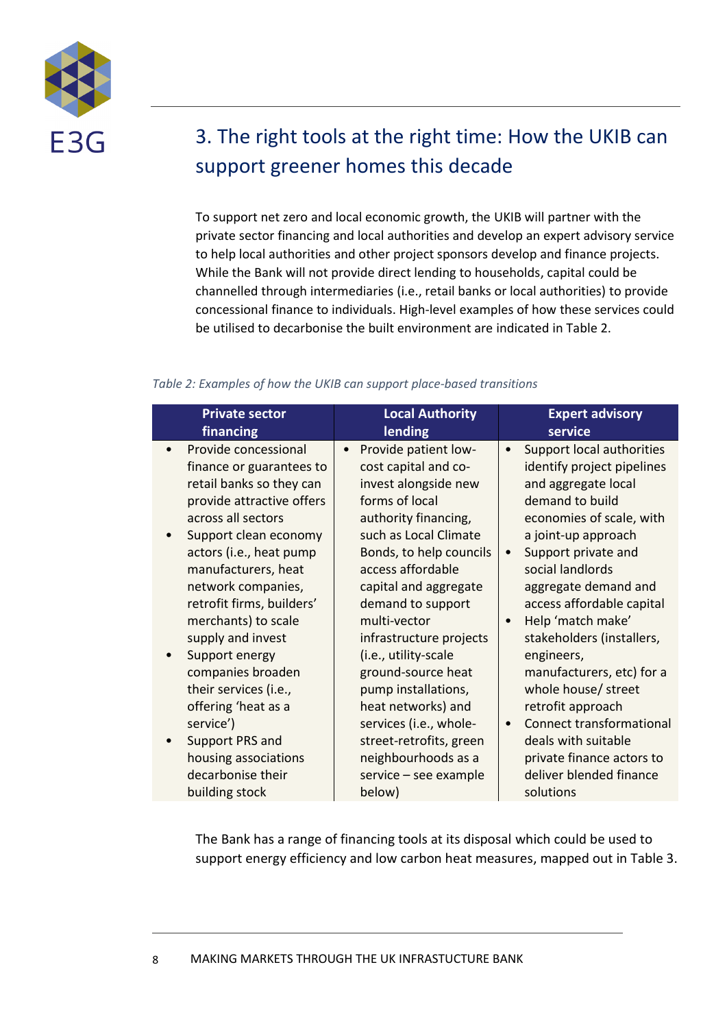## 3. The right tools at the right time: How the UKIB can support greener homes this decade

To support net zero and local economic growth, the UKIB will partner with the private sector financing and local authorities and develop an expert advisory service to help local authorities and other project sponsors develop and finance projects. While the Bank will not provide direct lending to households, capital could be channelled through intermediaries (i.e., retail banks or local authorities) to provide concessional finance to individuals. High-level examples of how these services could be utilised to decarbonise the built environment are indicated in Table 2.

*Table 2: Examples of how the UKIB can support place-based transitions*

| Private sector financing | Local Authority lending | Expert advisory service |
|---|---|---|
| • Provide concessional finance or guarantees to retail banks so they can provide attractive offers across all sectors<br>• Support clean economy actors (i.e., heat pump manufacturers, heat network companies, retrofit firms, builders' merchants) to scale supply and invest<br>• Support energy companies broaden their services (i.e., offering 'heat as a service')<br>• Support PRS and housing associations decarbonise their building stock | • Provide patient low-cost capital and co-invest alongside new forms of local authority financing, such as Local Climate Bonds, to help councils access affordable capital and aggregate demand to support multi-vector infrastructure projects (i.e., utility-scale ground-source heat pump installations, heat networks) and services (i.e., whole-street-retrofits, green neighbourhoods as a service – see example below) | • Support local authorities identify project pipelines and aggregate local demand to build economies of scale, with a joint-up approach<br>• Support private and social landlords aggregate demand and access affordable capital<br>• Help 'match make' stakeholders (installers, engineers, manufacturers, etc) for a whole house/ street retrofit approach<br>• Connect transformational deals with suitable private finance actors to deliver blended finance solutions |

The Bank has a range of financing tools at its disposal which could be used to support energy efficiency and low carbon heat measures, mapped out in Table 3.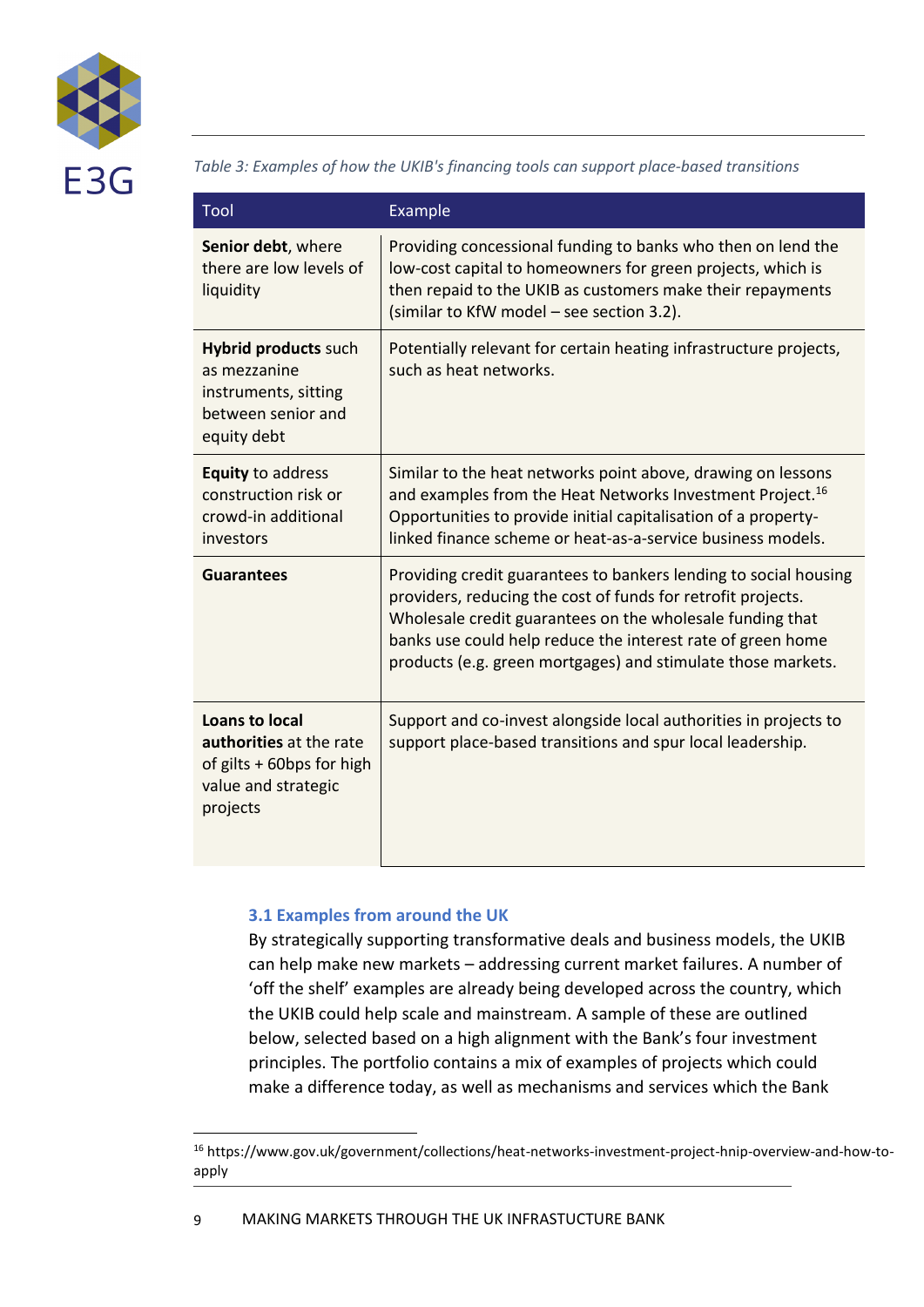*Table 3: Examples of how the UKIB's financing tools can support place-based transitions*

| Tool | Example |
| --- | --- |
| **Senior debt**, where there are low levels of liquidity | Providing concessional funding to banks who then on lend the low-cost capital to homeowners for green projects, which is then repaid to the UKIB as customers make their repayments (similar to KfW model – see section 3.2). |
| **Hybrid products** such as mezzanine instruments, sitting between senior and equity debt | Potentially relevant for certain heating infrastructure projects, such as heat networks. |
| **Equity** to address construction risk or crowd-in additional investors | Similar to the heat networks point above, drawing on lessons and examples from the Heat Networks Investment Project.[16] Opportunities to provide initial capitalisation of a property-linked finance scheme or heat-as-a-service business models. |
| **Guarantees** | Providing credit guarantees to bankers lending to social housing providers, reducing the cost of funds for retrofit projects. Wholesale credit guarantees on the wholesale funding that banks use could help reduce the interest rate of green home products (e.g. green mortgages) and stimulate those markets. |
| **Loans to local authorities** at the rate of gilts + 60bps for high value and strategic projects | Support and co-invest alongside local authorities in projects to support place-based transitions and spur local leadership. |

### 3.1 Examples from around the UK

By strategically supporting transformative deals and business models, the UKIB can help make new markets – addressing current market failures. A number of 'off the shelf' examples are already being developed across the country, which the UKIB could help scale and mainstream. A sample of these are outlined below, selected based on a high alignment with the Bank's four investment principles. The portfolio contains a mix of examples of projects which could make a difference today, as well as mechanisms and services which the Bank

[16] https://www.gov.uk/government/collections/heat-networks-investment-project-hnip-overview-and-how-to-apply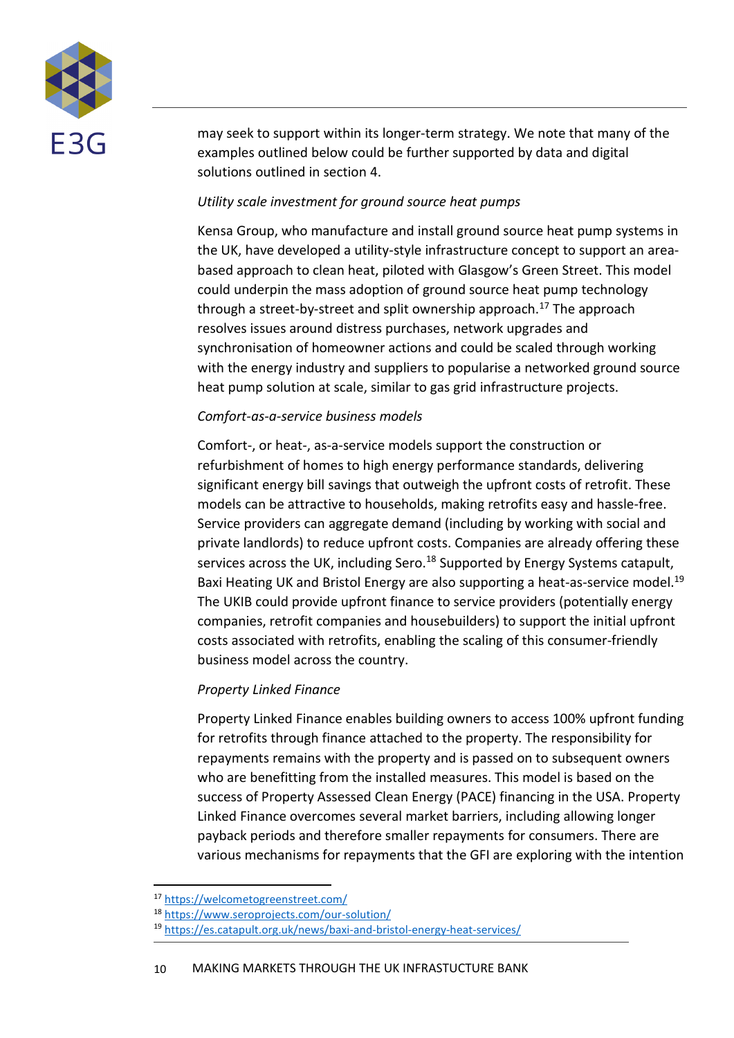may seek to support within its longer-term strategy. We note that many of the examples outlined below could be further supported by data and digital solutions outlined in section 4.

*Utility scale investment for ground source heat pumps*

Kensa Group, who manufacture and install ground source heat pump systems in the UK, have developed a utility-style infrastructure concept to support an area-based approach to clean heat, piloted with Glasgow's Green Street. This model could underpin the mass adoption of ground source heat pump technology through a street-by-street and split ownership approach.[17] The approach resolves issues around distress purchases, network upgrades and synchronisation of homeowner actions and could be scaled through working with the energy industry and suppliers to popularise a networked ground source heat pump solution at scale, similar to gas grid infrastructure projects.

*Comfort-as-a-service business models*

Comfort-, or heat-, as-a-service models support the construction or refurbishment of homes to high energy performance standards, delivering significant energy bill savings that outweigh the upfront costs of retrofit. These models can be attractive to households, making retrofits easy and hassle-free. Service providers can aggregate demand (including by working with social and private landlords) to reduce upfront costs. Companies are already offering these services across the UK, including Sero.[18] Supported by Energy Systems catapult, Baxi Heating UK and Bristol Energy are also supporting a heat-as-service model.[19] The UKIB could provide upfront finance to service providers (potentially energy companies, retrofit companies and housebuilders) to support the initial upfront costs associated with retrofits, enabling the scaling of this consumer-friendly business model across the country.

*Property Linked Finance*

Property Linked Finance enables building owners to access 100% upfront funding for retrofits through finance attached to the property. The responsibility for repayments remains with the property and is passed on to subsequent owners who are benefitting from the installed measures. This model is based on the success of Property Assessed Clean Energy (PACE) financing in the USA. Property Linked Finance overcomes several market barriers, including allowing longer payback periods and therefore smaller repayments for consumers. There are various mechanisms for repayments that the GFI are exploring with the intention

[17] https://welcometogreenstreet.com/

[18] https://www.seroprojects.com/our-solution/

[19] https://es.catapult.org.uk/news/baxi-and-bristol-energy-heat-services/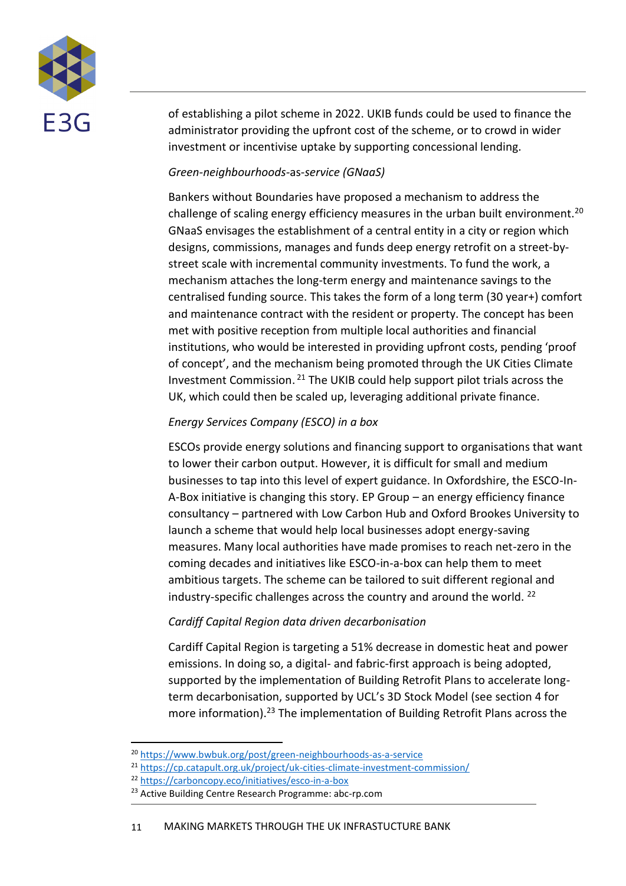of establishing a pilot scheme in 2022. UKIB funds could be used to finance the administrator providing the upfront cost of the scheme, or to crowd in wider investment or incentivise uptake by supporting concessional lending.

*Green-neighbourhoods-as-service (GNaaS)*

Bankers without Boundaries have proposed a mechanism to address the challenge of scaling energy efficiency measures in the urban built environment.[20] GNaaS envisages the establishment of a central entity in a city or region which designs, commissions, manages and funds deep energy retrofit on a street-by-street scale with incremental community investments. To fund the work, a mechanism attaches the long-term energy and maintenance savings to the centralised funding source. This takes the form of a long term (30 year+) comfort and maintenance contract with the resident or property. The concept has been met with positive reception from multiple local authorities and financial institutions, who would be interested in providing upfront costs, pending 'proof of concept', and the mechanism being promoted through the UK Cities Climate Investment Commission.[21] The UKIB could help support pilot trials across the UK, which could then be scaled up, leveraging additional private finance.

*Energy Services Company (ESCO) in a box*

ESCOs provide energy solutions and financing support to organisations that want to lower their carbon output. However, it is difficult for small and medium businesses to tap into this level of expert guidance. In Oxfordshire, the ESCO-In-A-Box initiative is changing this story. EP Group – an energy efficiency finance consultancy – partnered with Low Carbon Hub and Oxford Brookes University to launch a scheme that would help local businesses adopt energy-saving measures. Many local authorities have made promises to reach net-zero in the coming decades and initiatives like ESCO-in-a-box can help them to meet ambitious targets. The scheme can be tailored to suit different regional and industry-specific challenges across the country and around the world.[22]

*Cardiff Capital Region data driven decarbonisation*

Cardiff Capital Region is targeting a 51% decrease in domestic heat and power emissions. In doing so, a digital- and fabric-first approach is being adopted, supported by the implementation of Building Retrofit Plans to accelerate long-term decarbonisation, supported by UCL's 3D Stock Model (see section 4 for more information).[23] The implementation of Building Retrofit Plans across the

---

[20] https://www.bwbuk.org/post/green-neighbourhoods-as-a-service

[21] https://cp.catapult.org.uk/project/uk-cities-climate-investment-commission/

[22] https://carboncopy.eco/initiatives/esco-in-a-box

[23] Active Building Centre Research Programme: abc-rp.com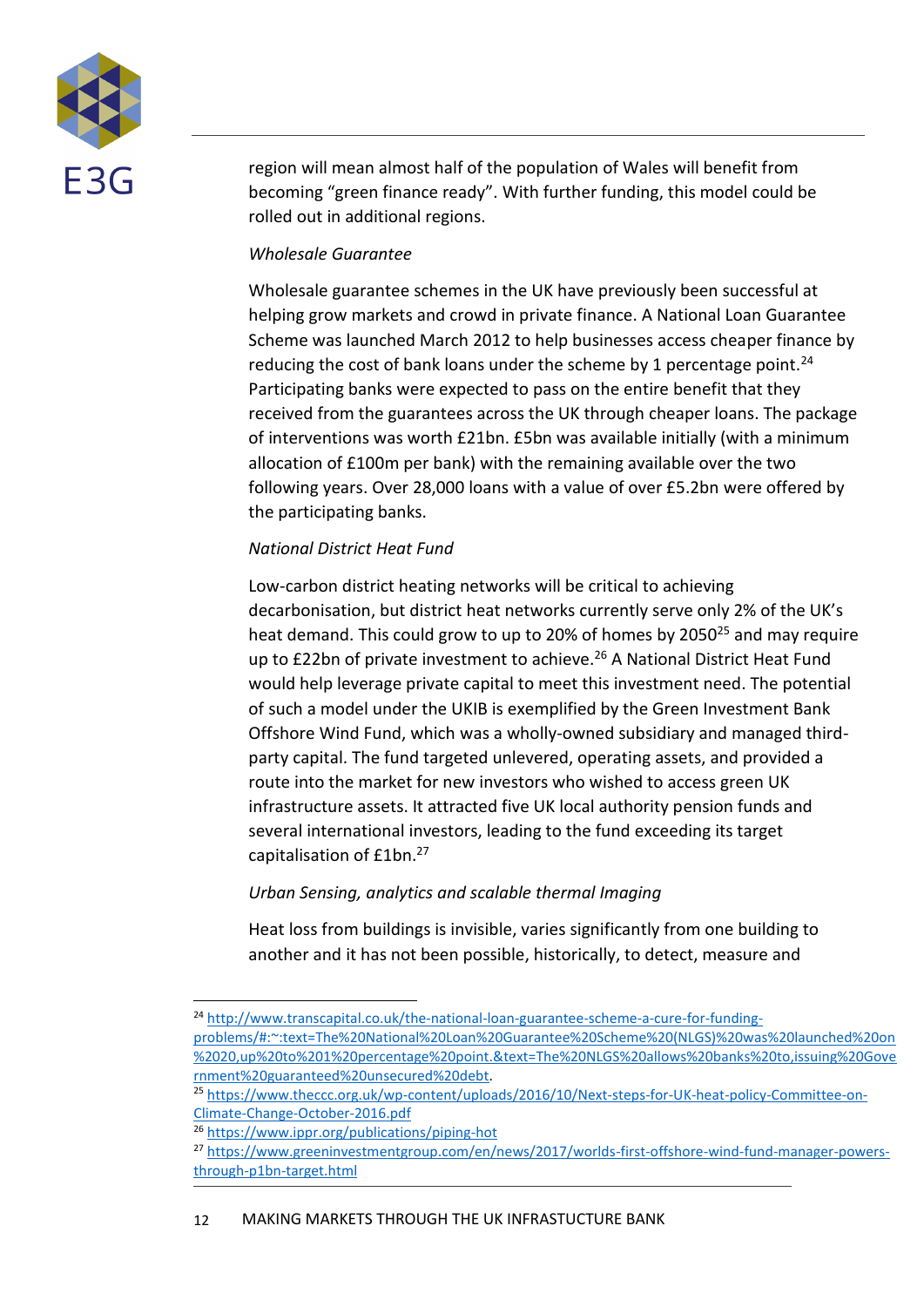region will mean almost half of the population of Wales will benefit from becoming "green finance ready". With further funding, this model could be rolled out in additional regions.

*Wholesale Guarantee*

Wholesale guarantee schemes in the UK have previously been successful at helping grow markets and crowd in private finance. A National Loan Guarantee Scheme was launched March 2012 to help businesses access cheaper finance by reducing the cost of bank loans under the scheme by 1 percentage point.[24] Participating banks were expected to pass on the entire benefit that they received from the guarantees across the UK through cheaper loans. The package of interventions was worth £21bn. £5bn was available initially (with a minimum allocation of £100m per bank) with the remaining available over the two following years. Over 28,000 loans with a value of over £5.2bn were offered by the participating banks.

*National District Heat Fund*

Low-carbon district heating networks will be critical to achieving decarbonisation, but district heat networks currently serve only 2% of the UK's heat demand. This could grow to up to 20% of homes by 2050[25] and may require up to £22bn of private investment to achieve.[26] A National District Heat Fund would help leverage private capital to meet this investment need. The potential of such a model under the UKIB is exemplified by the Green Investment Bank Offshore Wind Fund, which was a wholly-owned subsidiary and managed third-party capital. The fund targeted unlevered, operating assets, and provided a route into the market for new investors who wished to access green UK infrastructure assets. It attracted five UK local authority pension funds and several international investors, leading to the fund exceeding its target capitalisation of £1bn.[27]

*Urban Sensing, analytics and scalable thermal Imaging*

Heat loss from buildings is invisible, varies significantly from one building to another and it has not been possible, historically, to detect, measure and

---

[24] http://www.transcapital.co.uk/the-national-loan-guarantee-scheme-a-cure-for-funding-problems/#:~:text=The%20National%20Loan%20Guarantee%20Scheme%20(NLGS)%20was%20launched%20on%2020,up%20to%201%20percentage%20point.&text=The%20NLGS%20allows%20banks%20to,issuing%20Government%20guaranteed%20unsecured%20debt.

[25] https://www.theccc.org.uk/wp-content/uploads/2016/10/Next-steps-for-UK-heat-policy-Committee-on-Climate-Change-October-2016.pdf

[26] https://www.ippr.org/publications/piping-hot

[27] https://www.greeninvestmentgroup.com/en/news/2017/worlds-first-offshore-wind-fund-manager-powers-through-p1bn-target.html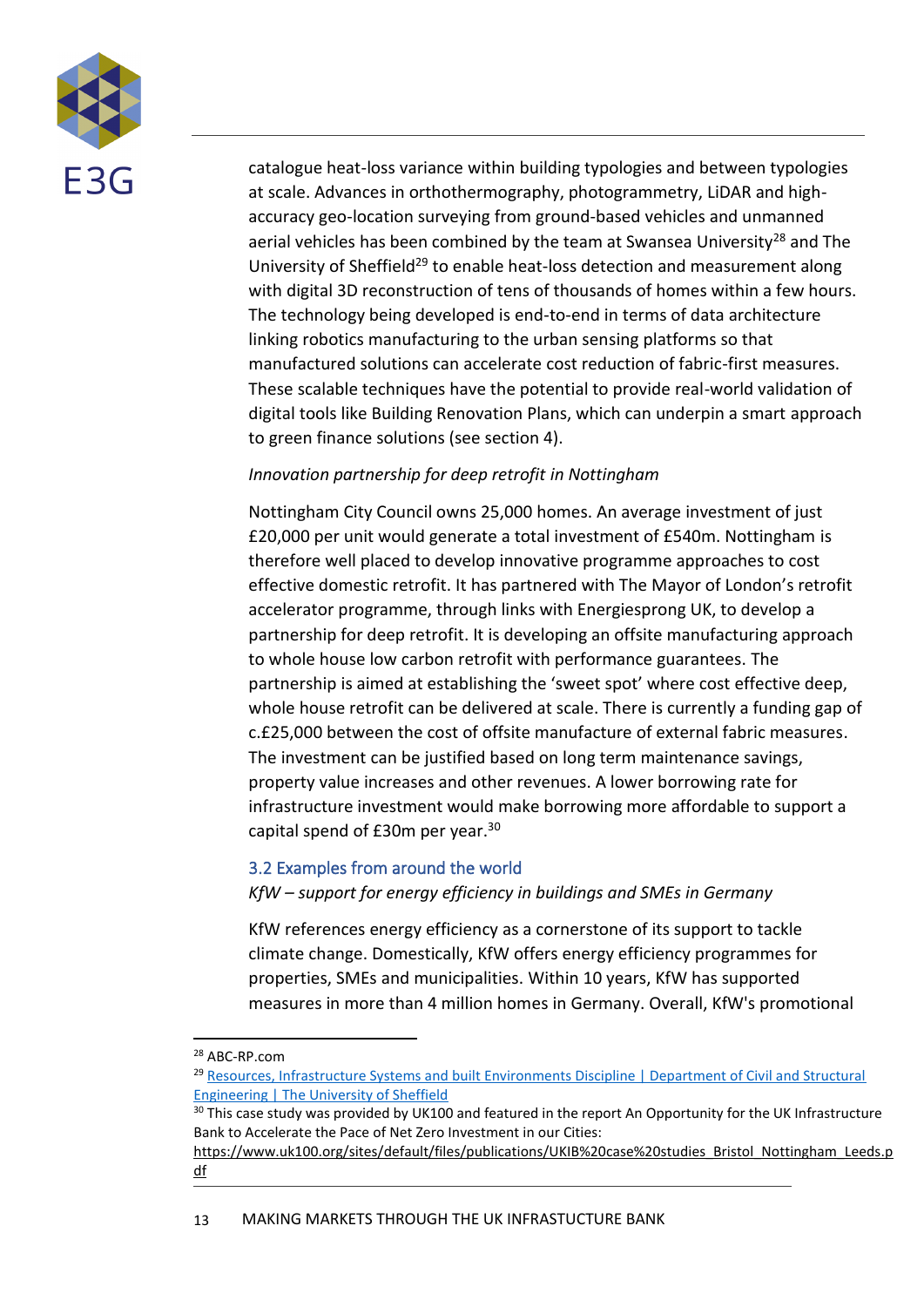catalogue heat-loss variance within building typologies and between typologies at scale. Advances in orthothermography, photogrammetry, LiDAR and high-accuracy geo-location surveying from ground-based vehicles and unmanned aerial vehicles has been combined by the team at Swansea University[28] and The University of Sheffield[29] to enable heat-loss detection and measurement along with digital 3D reconstruction of tens of thousands of homes within a few hours. The technology being developed is end-to-end in terms of data architecture linking robotics manufacturing to the urban sensing platforms so that manufactured solutions can accelerate cost reduction of fabric-first measures. These scalable techniques have the potential to provide real-world validation of digital tools like Building Renovation Plans, which can underpin a smart approach to green finance solutions (see section 4).

*Innovation partnership for deep retrofit in Nottingham*

Nottingham City Council owns 25,000 homes. An average investment of just £20,000 per unit would generate a total investment of £540m. Nottingham is therefore well placed to develop innovative programme approaches to cost effective domestic retrofit. It has partnered with The Mayor of London's retrofit accelerator programme, through links with Energiesprong UK, to develop a partnership for deep retrofit. It is developing an offsite manufacturing approach to whole house low carbon retrofit with performance guarantees. The partnership is aimed at establishing the 'sweet spot' where cost effective deep, whole house retrofit can be delivered at scale. There is currently a funding gap of c.£25,000 between the cost of offsite manufacture of external fabric measures. The investment can be justified based on long term maintenance savings, property value increases and other revenues. A lower borrowing rate for infrastructure investment would make borrowing more affordable to support a capital spend of £30m per year.[30]

## 3.2 Examples from around the world

*KfW – support for energy efficiency in buildings and SMEs in Germany*

KfW references energy efficiency as a cornerstone of its support to tackle climate change. Domestically, KfW offers energy efficiency programmes for properties, SMEs and municipalities. Within 10 years, KfW has supported measures in more than 4 million homes in Germany. Overall, KfW's promotional

---

[28] ABC-RP.com

[29] [Resources, Infrastructure Systems and built Environments Discipline | Department of Civil and Structural Engineering | The University of Sheffield]

[30] This case study was provided by UK100 and featured in the report An Opportunity for the UK Infrastructure Bank to Accelerate the Pace of Net Zero Investment in our Cities: https://www.uk100.org/sites/default/files/publications/UKIB%20case%20studies_Bristol_Nottingham_Leeds.pdf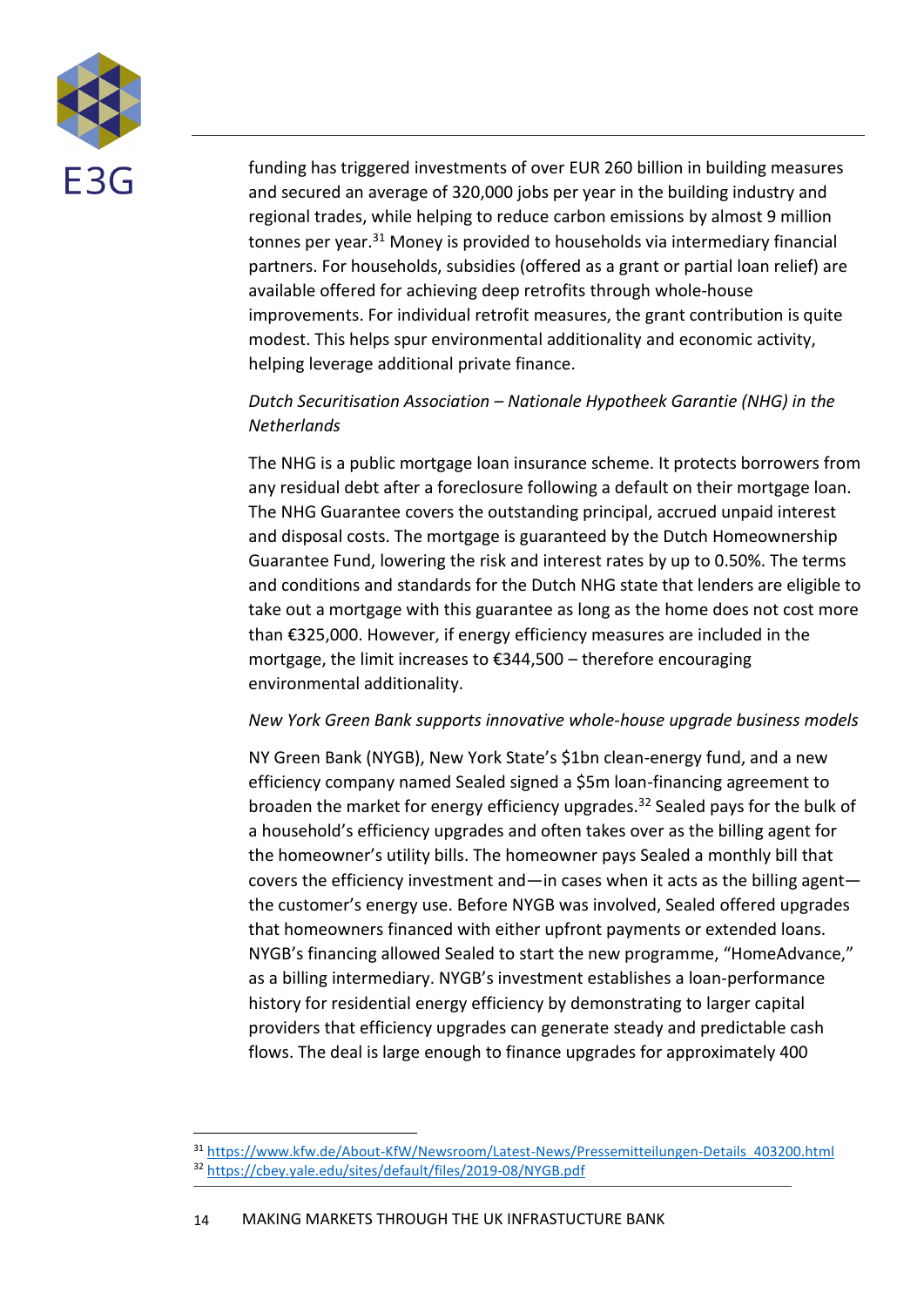funding has triggered investments of over EUR 260 billion in building measures and secured an average of 320,000 jobs per year in the building industry and regional trades, while helping to reduce carbon emissions by almost 9 million tonnes per year.[31] Money is provided to households via intermediary financial partners. For households, subsidies (offered as a grant or partial loan relief) are available offered for achieving deep retrofits through whole-house improvements. For individual retrofit measures, the grant contribution is quite modest. This helps spur environmental additionality and economic activity, helping leverage additional private finance.

*Dutch Securitisation Association – Nationale Hypotheek Garantie (NHG) in the Netherlands*

The NHG is a public mortgage loan insurance scheme. It protects borrowers from any residual debt after a foreclosure following a default on their mortgage loan. The NHG Guarantee covers the outstanding principal, accrued unpaid interest and disposal costs. The mortgage is guaranteed by the Dutch Homeownership Guarantee Fund, lowering the risk and interest rates by up to 0.50%. The terms and conditions and standards for the Dutch NHG state that lenders are eligible to take out a mortgage with this guarantee as long as the home does not cost more than €325,000. However, if energy efficiency measures are included in the mortgage, the limit increases to €344,500 – therefore encouraging environmental additionality.

*New York Green Bank supports innovative whole-house upgrade business models*

NY Green Bank (NYGB), New York State's $1bn clean-energy fund, and a new efficiency company named Sealed signed a $5m loan-financing agreement to broaden the market for energy efficiency upgrades.[32] Sealed pays for the bulk of a household's efficiency upgrades and often takes over as the billing agent for the homeowner's utility bills. The homeowner pays Sealed a monthly bill that covers the efficiency investment and—in cases when it acts as the billing agent—the customer's energy use. Before NYGB was involved, Sealed offered upgrades that homeowners financed with either upfront payments or extended loans. NYGB's financing allowed Sealed to start the new programme, "HomeAdvance," as a billing intermediary. NYGB's investment establishes a loan-performance history for residential energy efficiency by demonstrating to larger capital providers that efficiency upgrades can generate steady and predictable cash flows. The deal is large enough to finance upgrades for approximately 400

---

[31] https://www.kfw.de/About-KfW/Newsroom/Latest-News/Pressemitteilungen-Details_403200.html

[32] https://cbey.yale.edu/sites/default/files/2019-08/NYGB.pdf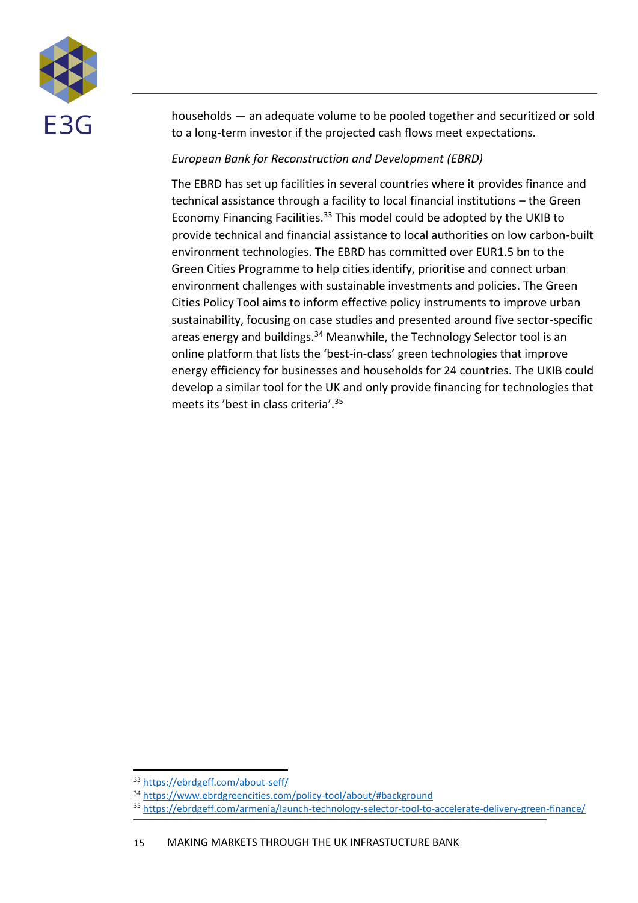households — an adequate volume to be pooled together and securitized or sold to a long-term investor if the projected cash flows meet expectations.

*European Bank for Reconstruction and Development (EBRD)*

The EBRD has set up facilities in several countries where it provides finance and technical assistance through a facility to local financial institutions – the Green Economy Financing Facilities.[33] This model could be adopted by the UKIB to provide technical and financial assistance to local authorities on low carbon-built environment technologies. The EBRD has committed over EUR1.5 bn to the Green Cities Programme to help cities identify, prioritise and connect urban environment challenges with sustainable investments and policies. The Green Cities Policy Tool aims to inform effective policy instruments to improve urban sustainability, focusing on case studies and presented around five sector-specific areas energy and buildings.[34] Meanwhile, the Technology Selector tool is an online platform that lists the 'best-in-class' green technologies that improve energy efficiency for businesses and households for 24 countries. The UKIB could develop a similar tool for the UK and only provide financing for technologies that meets its 'best in class criteria'.[35]

---

[33] https://ebrdgeff.com/about-seff/

[34] https://www.ebrdgreencities.com/policy-tool/about/#background

[35] https://ebrdgeff.com/armenia/launch-technology-selector-tool-to-accelerate-delivery-green-finance/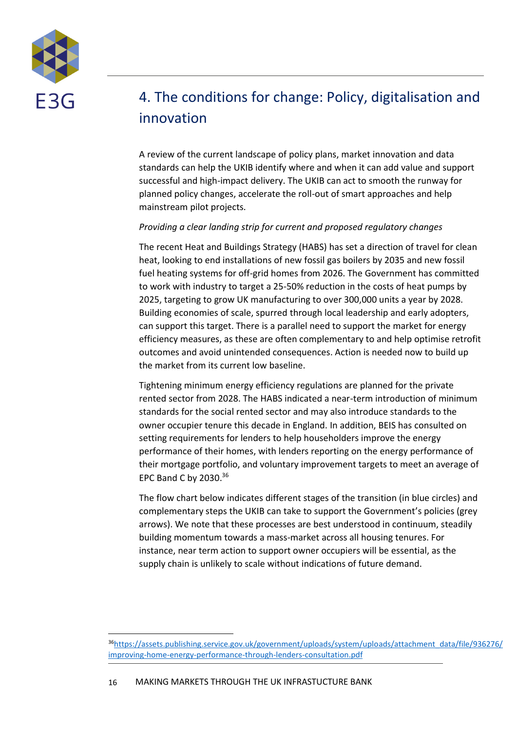## 4. The conditions for change: Policy, digitalisation and innovation

A review of the current landscape of policy plans, market innovation and data standards can help the UKIB identify where and when it can add value and support successful and high-impact delivery. The UKIB can act to smooth the runway for planned policy changes, accelerate the roll-out of smart approaches and help mainstream pilot projects.

*Providing a clear landing strip for current and proposed regulatory changes*

The recent Heat and Buildings Strategy (HABS) has set a direction of travel for clean heat, looking to end installations of new fossil gas boilers by 2035 and new fossil fuel heating systems for off-grid homes from 2026. The Government has committed to work with industry to target a 25-50% reduction in the costs of heat pumps by 2025, targeting to grow UK manufacturing to over 300,000 units a year by 2028. Building economies of scale, spurred through local leadership and early adopters, can support this target. There is a parallel need to support the market for energy efficiency measures, as these are often complementary to and help optimise retrofit outcomes and avoid unintended consequences. Action is needed now to build up the market from its current low baseline.

Tightening minimum energy efficiency regulations are planned for the private rented sector from 2028. The HABS indicated a near-term introduction of minimum standards for the social rented sector and may also introduce standards to the owner occupier tenure this decade in England. In addition, BEIS has consulted on setting requirements for lenders to help householders improve the energy performance of their homes, with lenders reporting on the energy performance of their mortgage portfolio, and voluntary improvement targets to meet an average of EPC Band C by 2030.[36]

The flow chart below indicates different stages of the transition (in blue circles) and complementary steps the UKIB can take to support the Government's policies (grey arrows). We note that these processes are best understood in continuum, steadily building momentum towards a mass-market across all housing tenures. For instance, near term action to support owner occupiers will be essential, as the supply chain is unlikely to scale without indications of future demand.

---

[36] https://assets.publishing.service.gov.uk/government/uploads/system/uploads/attachment_data/file/936276/improving-home-energy-performance-through-lenders-consultation.pdf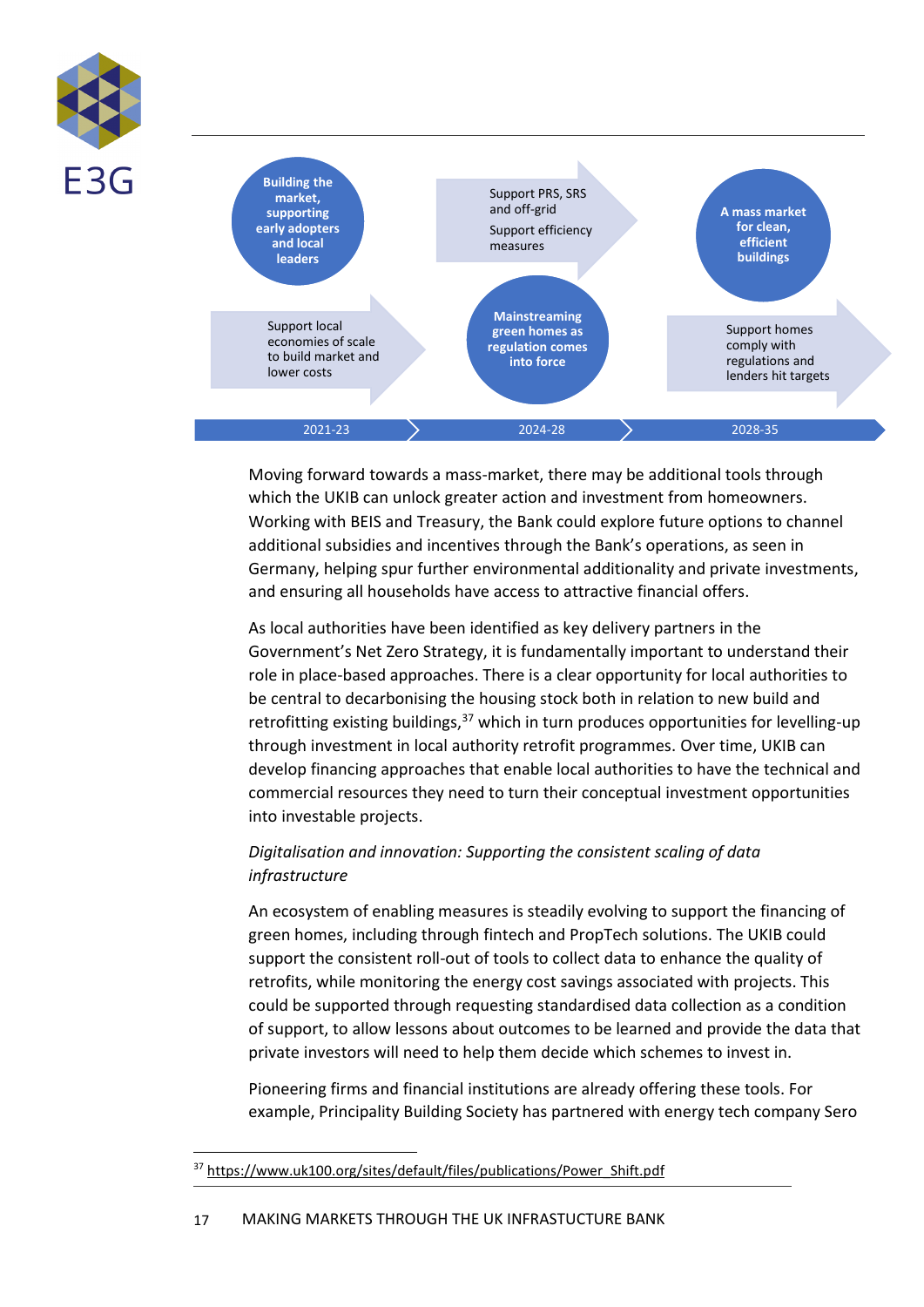**Building the market, supporting early adopters and local leaders**

Support local economies of scale to build market and lower costs

Support PRS, SRS and off-grid

Support efficiency measures

**Mainstreaming green homes as regulation comes into force**

**A mass market for clean, efficient buildings**

Support homes comply with regulations and lenders hit targets

2021-23 → 2024-28 → 2028-35

Moving forward towards a mass-market, there may be additional tools through which the UKIB can unlock greater action and investment from homeowners. Working with BEIS and Treasury, the Bank could explore future options to channel additional subsidies and incentives through the Bank's operations, as seen in Germany, helping spur further environmental additionality and private investments, and ensuring all households have access to attractive financial offers.

As local authorities have been identified as key delivery partners in the Government's Net Zero Strategy, it is fundamentally important to understand their role in place-based approaches. There is a clear opportunity for local authorities to be central to decarbonising the housing stock both in relation to new build and retrofitting existing buildings,[37] which in turn produces opportunities for levelling-up through investment in local authority retrofit programmes. Over time, UKIB can develop financing approaches that enable local authorities to have the technical and commercial resources they need to turn their conceptual investment opportunities into investable projects.

*Digitalisation and innovation: Supporting the consistent scaling of data infrastructure*

An ecosystem of enabling measures is steadily evolving to support the financing of green homes, including through fintech and PropTech solutions. The UKIB could support the consistent roll-out of tools to collect data to enhance the quality of retrofits, while monitoring the energy cost savings associated with projects. This could be supported through requesting standardised data collection as a condition of support, to allow lessons about outcomes to be learned and provide the data that private investors will need to help them decide which schemes to invest in.

Pioneering firms and financial institutions are already offering these tools. For example, Principality Building Society has partnered with energy tech company Sero

---

[37] https://www.uk100.org/sites/default/files/publications/Power_Shift.pdf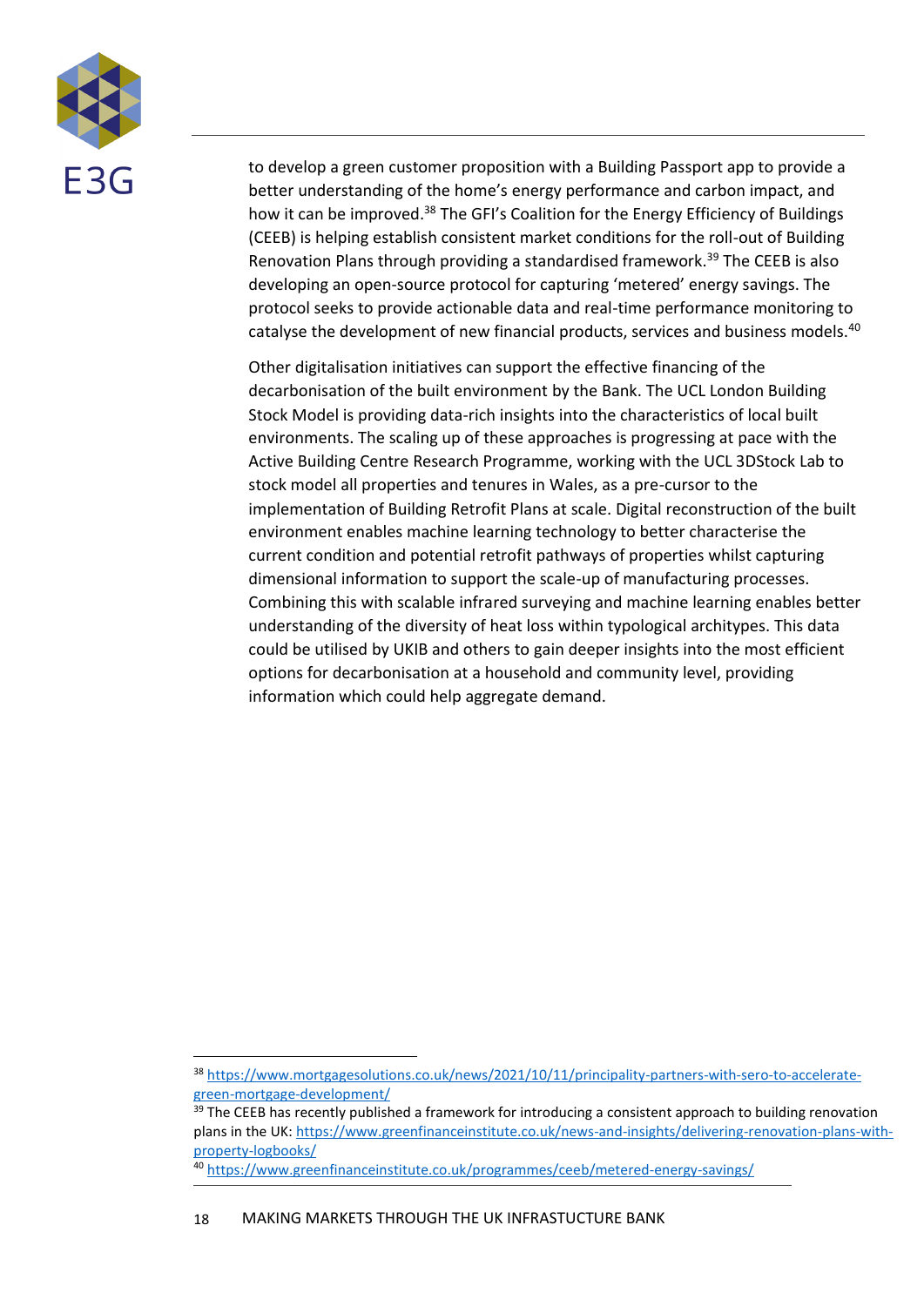to develop a green customer proposition with a Building Passport app to provide a better understanding of the home's energy performance and carbon impact, and how it can be improved.[38] The GFI's Coalition for the Energy Efficiency of Buildings (CEEB) is helping establish consistent market conditions for the roll-out of Building Renovation Plans through providing a standardised framework.[39] The CEEB is also developing an open-source protocol for capturing 'metered' energy savings. The protocol seeks to provide actionable data and real-time performance monitoring to catalyse the development of new financial products, services and business models.[40]

Other digitalisation initiatives can support the effective financing of the decarbonisation of the built environment by the Bank. The UCL London Building Stock Model is providing data-rich insights into the characteristics of local built environments. The scaling up of these approaches is progressing at pace with the Active Building Centre Research Programme, working with the UCL 3DStock Lab to stock model all properties and tenures in Wales, as a pre-cursor to the implementation of Building Retrofit Plans at scale. Digital reconstruction of the built environment enables machine learning technology to better characterise the current condition and potential retrofit pathways of properties whilst capturing dimensional information to support the scale-up of manufacturing processes. Combining this with scalable infrared surveying and machine learning enables better understanding of the diversity of heat loss within typological architypes. This data could be utilised by UKIB and others to gain deeper insights into the most efficient options for decarbonisation at a household and community level, providing information which could help aggregate demand.

---

[38] https://www.mortgagesolutions.co.uk/news/2021/10/11/principality-partners-with-sero-to-accelerate-green-mortgage-development/

[39] The CEEB has recently published a framework for introducing a consistent approach to building renovation plans in the UK: https://www.greenfinanceinstitute.co.uk/news-and-insights/delivering-renovation-plans-with-property-logbooks/

[40] https://www.greenfinanceinstitute.co.uk/programmes/ceeb/metered-energy-savings/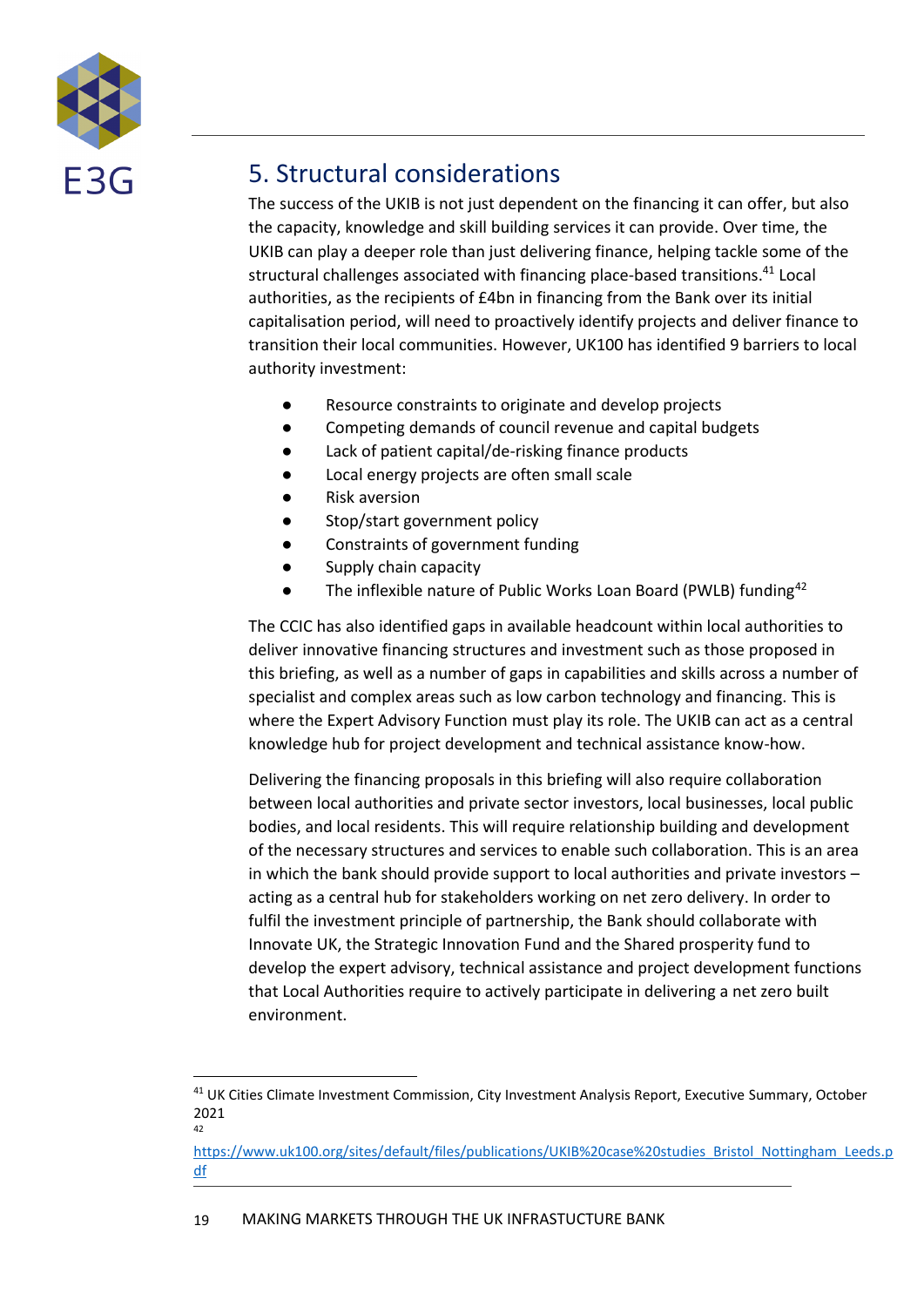## 5. Structural considerations

The success of the UKIB is not just dependent on the financing it can offer, but also the capacity, knowledge and skill building services it can provide. Over time, the UKIB can play a deeper role than just delivering finance, helping tackle some of the structural challenges associated with financing place-based transitions.[41] Local authorities, as the recipients of £4bn in financing from the Bank over its initial capitalisation period, will need to proactively identify projects and deliver finance to transition their local communities. However, UK100 has identified 9 barriers to local authority investment:

- Resource constraints to originate and develop projects
- Competing demands of council revenue and capital budgets
- Lack of patient capital/de-risking finance products
- Local energy projects are often small scale
- Risk aversion
- Stop/start government policy
- Constraints of government funding
- Supply chain capacity
- The inflexible nature of Public Works Loan Board (PWLB) funding[42]

The CCIC has also identified gaps in available headcount within local authorities to deliver innovative financing structures and investment such as those proposed in this briefing, as well as a number of gaps in capabilities and skills across a number of specialist and complex areas such as low carbon technology and financing. This is where the Expert Advisory Function must play its role. The UKIB can act as a central knowledge hub for project development and technical assistance know-how.

Delivering the financing proposals in this briefing will also require collaboration between local authorities and private sector investors, local businesses, local public bodies, and local residents. This will require relationship building and development of the necessary structures and services to enable such collaboration. This is an area in which the bank should provide support to local authorities and private investors – acting as a central hub for stakeholders working on net zero delivery. In order to fulfil the investment principle of partnership, the Bank should collaborate with Innovate UK, the Strategic Innovation Fund and the Shared prosperity fund to develop the expert advisory, technical assistance and project development functions that Local Authorities require to actively participate in delivering a net zero built environment.

---

[41] UK Cities Climate Investment Commission, City Investment Analysis Report, Executive Summary, October 2021

[42] https://www.uk100.org/sites/default/files/publications/UKIB%20case%20studies_Bristol_Nottingham_Leeds.pdf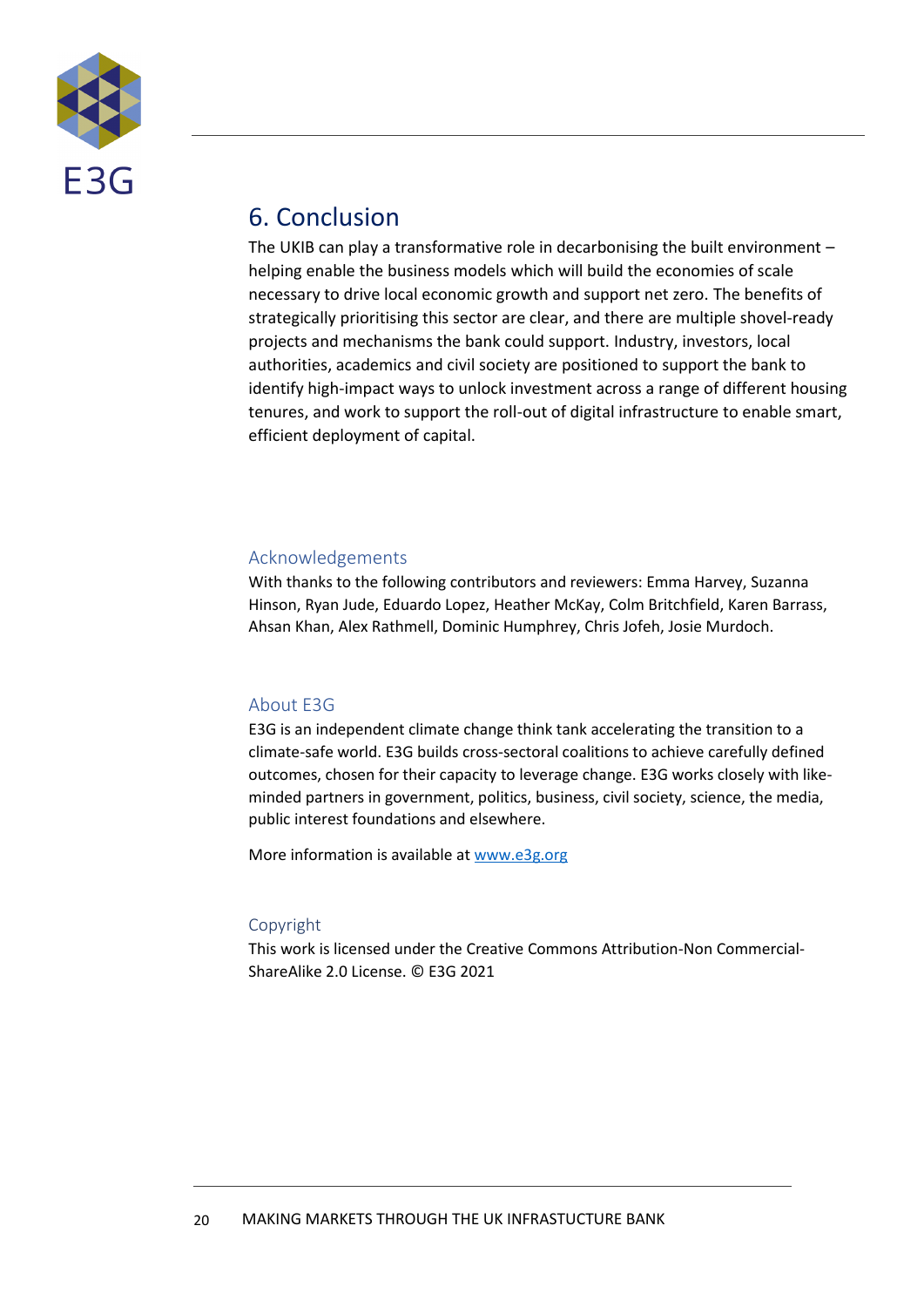## 6. Conclusion

The UKIB can play a transformative role in decarbonising the built environment – helping enable the business models which will build the economies of scale necessary to drive local economic growth and support net zero. The benefits of strategically prioritising this sector are clear, and there are multiple shovel-ready projects and mechanisms the bank could support. Industry, investors, local authorities, academics and civil society are positioned to support the bank to identify high-impact ways to unlock investment across a range of different housing tenures, and work to support the roll-out of digital infrastructure to enable smart, efficient deployment of capital.

### Acknowledgements

With thanks to the following contributors and reviewers: Emma Harvey, Suzanna Hinson, Ryan Jude, Eduardo Lopez, Heather McKay, Colm Britchfield, Karen Barrass, Ahsan Khan, Alex Rathmell, Dominic Humphrey, Chris Jofeh, Josie Murdoch.

### About E3G

E3G is an independent climate change think tank accelerating the transition to a climate-safe world. E3G builds cross-sectoral coalitions to achieve carefully defined outcomes, chosen for their capacity to leverage change. E3G works closely with like-minded partners in government, politics, business, civil society, science, the media, public interest foundations and elsewhere.

More information is available at [www.e3g.org](http://www.e3g.org)

### Copyright

This work is licensed under the Creative Commons Attribution-Non Commercial-ShareAlike 2.0 License. © E3G 2021